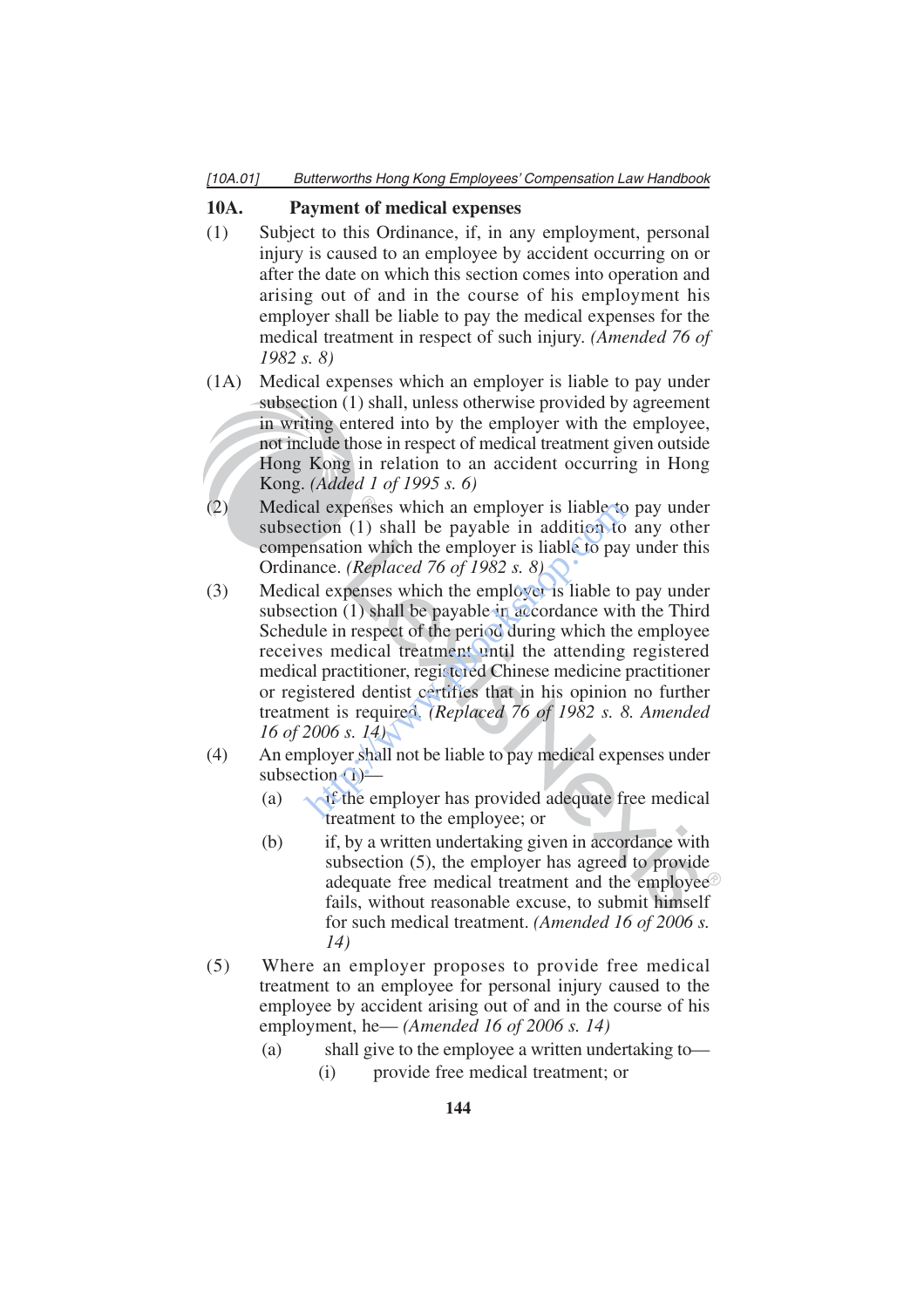## 10A. Payment of medical expenses

(1) Subject to this Ordinance, if, in any employment, personal injury is caused to an employee by accident occurring on or after the date on which this section comes into operation and arising out of and in the course of his employment his employer shall be liable to pay the medical expenses for the medical treatment in respect of such injury. *(Amended 76 of 1982 s. 8)*

(1A) Medical expenses which an employer is liable to pay under subsection (1) shall, unless otherwise provided by agreement in writing entered into by the employer with the employee, not include those in respect of medical treatment given outside Hong Kong in relation to an accident occurring in Hong Kong. *(Added 1 of 1995 s. 6)*

(2) Medical expenses which an employer is liable to pay under subsection (1) shall be payable in addition to any other compensation which the employer is liable to pay under this Ordinance. *(Replaced 76 of 1982 s. 8)*

(3) Medical expenses which the employer is liable to pay under subsection (1) shall be payable in accordance with the Third Schedule in respect of the period during which the employee receives medical treatment until the attending registered medical practitioner, registered Chinese medicine practitioner or registered dentist certifies that in his opinion no further treatment is required. *(Replaced 76 of 1982 s. 8. Amended 16 of 2006 s. 14)*

(4) An employer shall not be liable to pay medical expenses under subsection (1)—

- (a) if the employer has provided adequate free medical treatment to the employee; or
- (b) if, by a written undertaking given in accordance with subsection (5), the employer has agreed to provide adequate free medical treatment and the employee fails, without reasonable excuse, to submit himself for such medical treatment. *(Amended 16 of 2006 s. 14)*

(5) Where an employer proposes to provide free medical treatment to an employee for personal injury caused to the employee by accident arising out of and in the course of his employment, he— *(Amended 16 of 2006 s. 14)*

- (a) shall give to the employee a written undertaking to—
  - (i) provide free medical treatment; or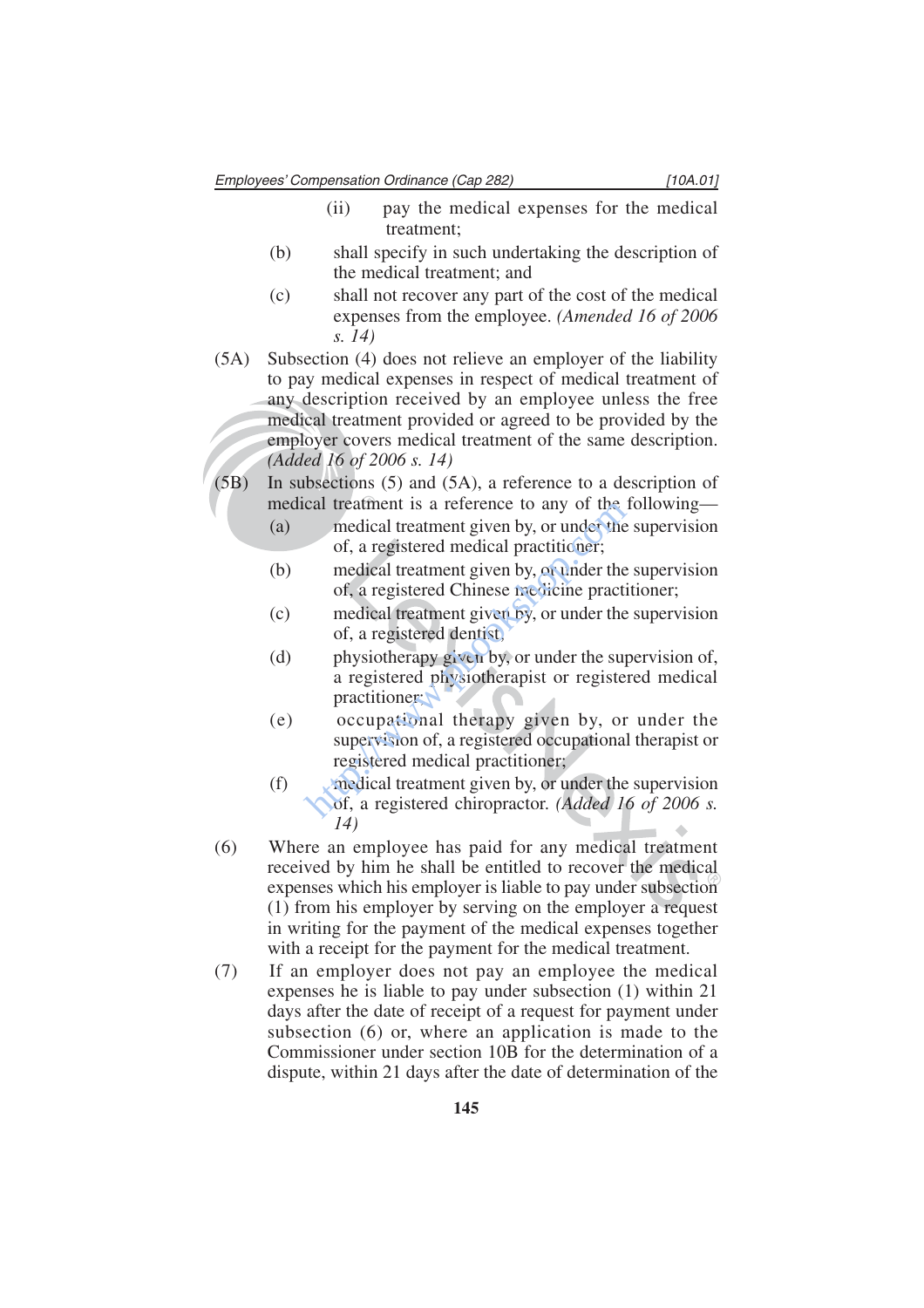(ii) pay the medical expenses for the medical treatment;

(b) shall specify in such undertaking the description of the medical treatment; and

(c) shall not recover any part of the cost of the medical expenses from the employee. *(Amended 16 of 2006 s. 14)*

(5A) Subsection (4) does not relieve an employer of the liability to pay medical expenses in respect of medical treatment of any description received by an employee unless the free medical treatment provided or agreed to be provided by the employer covers medical treatment of the same description. *(Added 16 of 2006 s. 14)*

(5B) In subsections (5) and (5A), a reference to a description of medical treatment is a reference to any of the following—

(a) medical treatment given by, or under the supervision of, a registered medical practitioner;

(b) medical treatment given by, or under the supervision of, a registered Chinese medicine practitioner;

(c) medical treatment given by, or under the supervision of, a registered dentist;

(d) physiotherapy given by, or under the supervision of, a registered physiotherapist or registered medical practitioner;

(e) occupational therapy given by, or under the supervision of, a registered occupational therapist or registered medical practitioner;

(f) medical treatment given by, or under the supervision of, a registered chiropractor. *(Added 16 of 2006 s. 14)*

(6) Where an employee has paid for any medical treatment received by him he shall be entitled to recover the medical expenses which his employer is liable to pay under subsection (1) from his employer by serving on the employer a request in writing for the payment of the medical expenses together with a receipt for the payment for the medical treatment.

(7) If an employer does not pay an employee the medical expenses he is liable to pay under subsection (1) within 21 days after the date of receipt of a request for payment under subsection (6) or, where an application is made to the Commissioner under section 10B for the determination of a dispute, within 21 days after the date of determination of the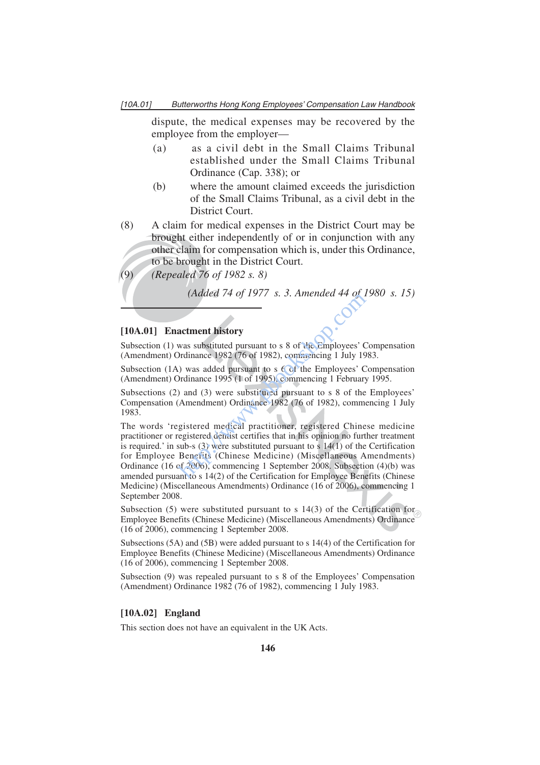dispute, the medical expenses may be recovered by the employee from the employer—

(a) as a civil debt in the Small Claims Tribunal established under the Small Claims Tribunal Ordinance (Cap. 338); or

(b) where the amount claimed exceeds the jurisdiction of the Small Claims Tribunal, as a civil debt in the District Court.

(8) A claim for medical expenses in the District Court may be brought either independently of or in conjunction with any other claim for compensation which is, under this Ordinance, to be brought in the District Court.

(9) *(Repealed 76 of 1982 s. 8)*

*(Added 74 of 1977 s. 3. Amended 44 of 1980 s. 15)*

---

### [10A.01] Enactment history

Subsection (1) was substituted pursuant to s 8 of the Employees' Compensation (Amendment) Ordinance 1982 (76 of 1982), commencing 1 July 1983.

Subsection (1A) was added pursuant to s 6 of the Employees' Compensation (Amendment) Ordinance 1995 (1 of 1995), commencing 1 February 1995.

Subsections (2) and (3) were substituted pursuant to s 8 of the Employees' Compensation (Amendment) Ordinance 1982 (76 of 1982), commencing 1 July 1983.

The words 'registered medical practitioner, registered Chinese medicine practitioner or registered dentist certifies that in his opinion no further treatment is required.' in sub-s (3) were substituted pursuant to s 14(1) of the Certification for Employee Benefits (Chinese Medicine) (Miscellaneous Amendments) Ordinance (16 of 2006), commencing 1 September 2008. Subsection (4)(b) was amended pursuant to s 14(2) of the Certification for Employee Benefits (Chinese Medicine) (Miscellaneous Amendments) Ordinance (16 of 2006), commencing 1 September 2008.

Subsection (5) were substituted pursuant to s 14(3) of the Certification for Employee Benefits (Chinese Medicine) (Miscellaneous Amendments) Ordinance (16 of 2006), commencing 1 September 2008.

Subsections (5A) and (5B) were added pursuant to s 14(4) of the Certification for Employee Benefits (Chinese Medicine) (Miscellaneous Amendments) Ordinance (16 of 2006), commencing 1 September 2008.

Subsection (9) was repealed pursuant to s 8 of the Employees' Compensation (Amendment) Ordinance 1982 (76 of 1982), commencing 1 July 1983.

### [10A.02] England

This section does not have an equivalent in the UK Acts.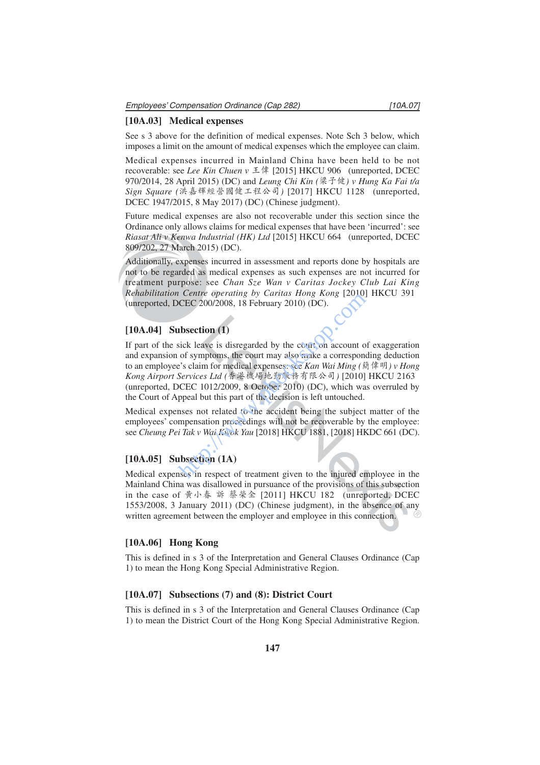### [10A.03] Medical expenses

See s 3 above for the definition of medical expenses. Note Sch 3 below, which imposes a limit on the amount of medical expenses which the employee can claim.

Medical expenses incurred in Mainland China have been held to be recoverable: see *Lee Kin Chuen v* 王偉 [2015] HKCU 906 (unreported, DCEC 970/2014, 28 April 2015) (DC) and *Leung Chi Kin (*梁子健*) v Hung Ka Fai t/a Sign Square (*洪嘉輝經營國健工程公司*)* [2017] HKCU 1128 (unreported, DCEC 1947/2015, 8 May 2017) (DC) (Chinese judgment).

Future medical expenses are also not recoverable under this section since the Ordinance only allows claims for medical expenses that have been 'incurred': see *Riasat Ali v Kenwa Industrial (HK) Ltd* [2015] HKCU 664 (unreported, DCEC 809/202, 27 March 2015) (DC).

Additionally, expenses incurred in assessment and reports done by hospitals are not to be regarded as medical expenses as such expenses are not incurred for treatment purpose: see *Chan Sze Wan v Caritas Jockey Club Lai King Rehabilitation Centre operating by Caritas Hong Kong* [2010] HKCU 391 (unreported, DCEC 200/2008, 18 February 2010) (DC).

### [10A.04] Subsection (1)

If part of the sick leave is disregarded by the court on account of exaggeration and expansion of symptoms, the court may also make a corresponding deduction to an employee's claim for medical expenses: see *Kan Wai Ming (*簡偉明*) v Hong Kong Airport Services Ltd (*香港機場地勤服務有限公司*)* [2010] HKCU 2163 (unreported, DCEC 1012/2009, 8 October 2010) (DC), which was overruled by the Court of Appeal but this part of the decision is left untouched.

Medical expenses not related to the accident being the subject matter of the employees' compensation proceedings will not be recoverable by the employee: see *Cheung Pei Tak v Wai Kwok Yau* [2018] HKCU 1881, [2018] HKDC 661 (DC).

### [10A.05] Subsection (1A)

Medical expenses in respect of treatment given to the injured employee in the Mainland China was disallowed in pursuance of the provisions of this subsection in the case of 黄小春 訴 蔡棠全 [2011] HKCU 182 (unreported, DCEC 1553/2008, 3 January 2011) (DC) (Chinese judgment), in the absence of any written agreement between the employer and employee in this connection.

### [10A.06] Hong Kong

This is defined in s 3 of the Interpretation and General Clauses Ordinance (Cap 1) to mean the Hong Kong Special Administrative Region.

### [10A.07] Subsections (7) and (8): District Court

This is defined in s 3 of the Interpretation and General Clauses Ordinance (Cap 1) to mean the District Court of the Hong Kong Special Administrative Region.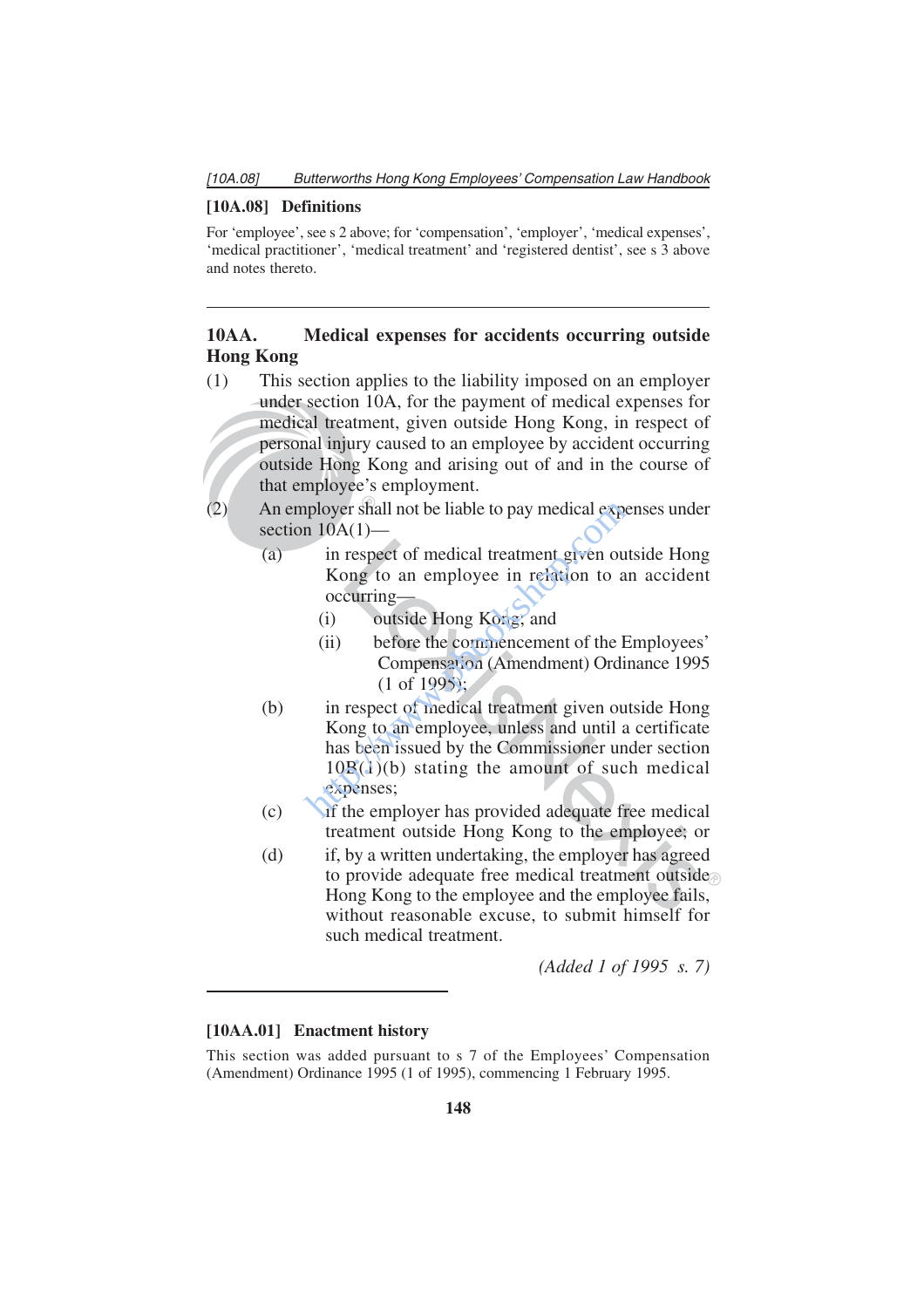**[10A.08] Definitions**

For 'employee', see s 2 above; for 'compensation', 'employer', 'medical expenses', 'medical practitioner', 'medical treatment' and 'registered dentist', see s 3 above and notes thereto.

---

## 10AA. Medical expenses for accidents occurring outside Hong Kong

(1) This section applies to the liability imposed on an employer under section 10A, for the payment of medical expenses for medical treatment, given outside Hong Kong, in respect of personal injury caused to an employee by accident occurring outside Hong Kong and arising out of and in the course of that employee's employment.

(2) An employer shall not be liable to pay medical expenses under section 10A(1)—

- (a) in respect of medical treatment given outside Hong Kong to an employee in relation to an accident occurring—
  - (i) outside Hong Kong; and
  - (ii) before the commencement of the Employees' Compensation (Amendment) Ordinance 1995 (1 of 1995);
- (b) in respect of medical treatment given outside Hong Kong to an employee, unless and until a certificate has been issued by the Commissioner under section 10B(1)(b) stating the amount of such medical expenses;
- (c) if the employer has provided adequate free medical treatment outside Hong Kong to the employee; or
- (d) if, by a written undertaking, the employer has agreed to provide adequate free medical treatment outside Hong Kong to the employee and the employee fails, without reasonable excuse, to submit himself for such medical treatment.

*(Added 1 of 1995 s. 7)*

---

**[10AA.01] Enactment history**

This section was added pursuant to s 7 of the Employees' Compensation (Amendment) Ordinance 1995 (1 of 1995), commencing 1 February 1995.